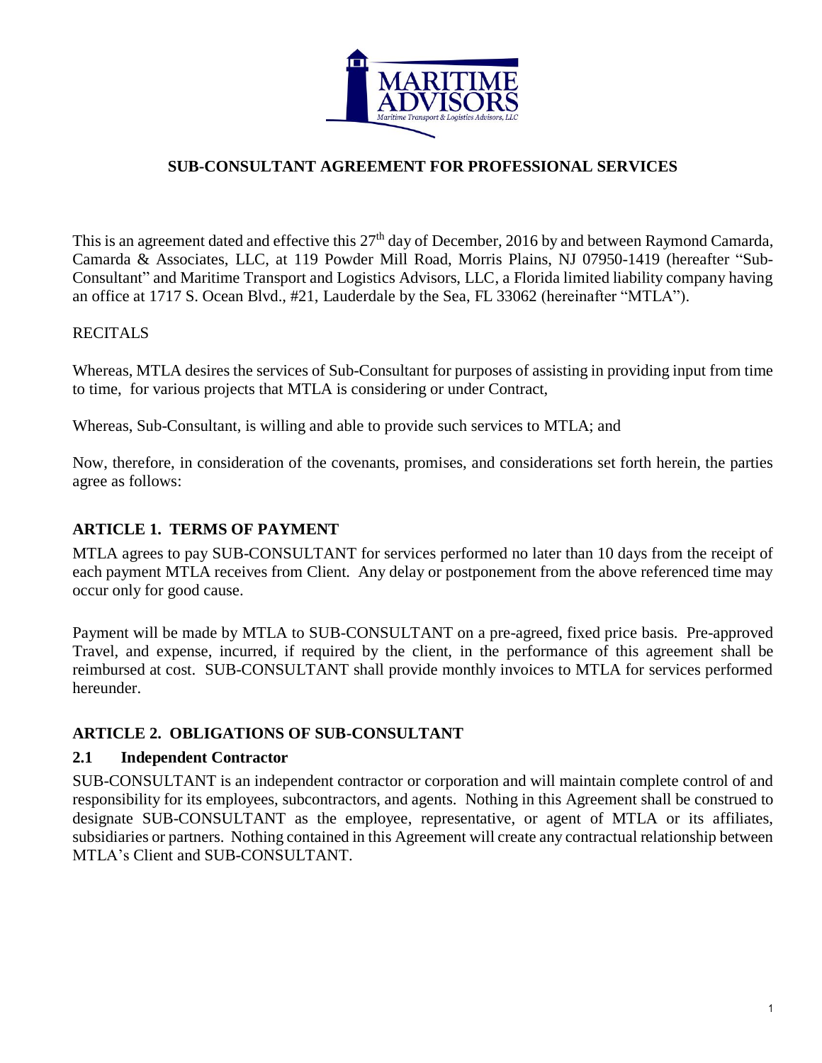# SUB-CONSULTANT AGREEMENT FOR PROFESSIONAL SERVICES

This is an agreement dated and effective this 27th day of December, 2016 by and between Raymond Camarda, Camarda & Associates, LLC, at 119 Powder Mill Road, Morris Plains, NJ 07950-1419 (hereafter "Sub-Consultant" and Maritime Transport and Logistics Advisors, LLC, a Florida limited liability company having an office at 1717 S. Ocean Blvd., #21, Lauderdale by the Sea, FL 33062 (hereinafter "MTLA").

RECITALS

Whereas, MTLA desires the services of Sub-Consultant for purposes of assisting in providing input from time to time, for various projects that MTLA is considering or under Contract,

Whereas, Sub-Consultant, is willing and able to provide such services to MTLA; and

Now, therefore, in consideration of the covenants, promises, and considerations set forth herein, the parties agree as follows:

## ARTICLE 1. TERMS OF PAYMENT

MTLA agrees to pay SUB-CONSULTANT for services performed no later than 10 days from the receipt of each payment MTLA receives from Client. Any delay or postponement from the above referenced time may occur only for good cause.

Payment will be made by MTLA to SUB-CONSULTANT on a pre-agreed, fixed price basis. Pre-approved Travel, and expense, incurred, if required by the client, in the performance of this agreement shall be reimbursed at cost. SUB-CONSULTANT shall provide monthly invoices to MTLA for services performed hereunder.

## ARTICLE 2. OBLIGATIONS OF SUB-CONSULTANT

### 2.1 Independent Contractor

SUB-CONSULTANT is an independent contractor or corporation and will maintain complete control of and responsibility for its employees, subcontractors, and agents. Nothing in this Agreement shall be construed to designate SUB-CONSULTANT as the employee, representative, or agent of MTLA or its affiliates, subsidiaries or partners. Nothing contained in this Agreement will create any contractual relationship between MTLA's Client and SUB-CONSULTANT.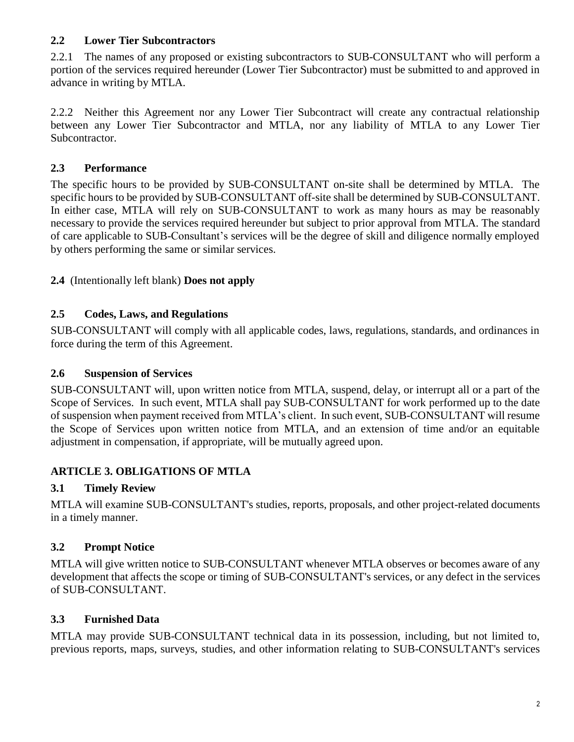### 2.2 Lower Tier Subcontractors

2.2.1 The names of any proposed or existing subcontractors to SUB-CONSULTANT who will perform a portion of the services required hereunder (Lower Tier Subcontractor) must be submitted to and approved in advance in writing by MTLA.

2.2.2 Neither this Agreement nor any Lower Tier Subcontract will create any contractual relationship between any Lower Tier Subcontractor and MTLA, nor any liability of MTLA to any Lower Tier Subcontractor.

### 2.3 Performance

The specific hours to be provided by SUB-CONSULTANT on-site shall be determined by MTLA. The specific hours to be provided by SUB-CONSULTANT off-site shall be determined by SUB-CONSULTANT. In either case, MTLA will rely on SUB-CONSULTANT to work as many hours as may be reasonably necessary to provide the services required hereunder but subject to prior approval from MTLA. The standard of care applicable to SUB-Consultant's services will be the degree of skill and diligence normally employed by others performing the same or similar services.

**2.4** (Intentionally left blank) **Does not apply**

### 2.5 Codes, Laws, and Regulations

SUB-CONSULTANT will comply with all applicable codes, laws, regulations, standards, and ordinances in force during the term of this Agreement.

### 2.6 Suspension of Services

SUB-CONSULTANT will, upon written notice from MTLA, suspend, delay, or interrupt all or a part of the Scope of Services. In such event, MTLA shall pay SUB-CONSULTANT for work performed up to the date of suspension when payment received from MTLA's client. In such event, SUB-CONSULTANT will resume the Scope of Services upon written notice from MTLA, and an extension of time and/or an equitable adjustment in compensation, if appropriate, will be mutually agreed upon.

## ARTICLE 3. OBLIGATIONS OF MTLA

### 3.1 Timely Review

MTLA will examine SUB-CONSULTANT's studies, reports, proposals, and other project-related documents in a timely manner.

### 3.2 Prompt Notice

MTLA will give written notice to SUB-CONSULTANT whenever MTLA observes or becomes aware of any development that affects the scope or timing of SUB-CONSULTANT's services, or any defect in the services of SUB-CONSULTANT.

### 3.3 Furnished Data

MTLA may provide SUB-CONSULTANT technical data in its possession, including, but not limited to, previous reports, maps, surveys, studies, and other information relating to SUB-CONSULTANT's services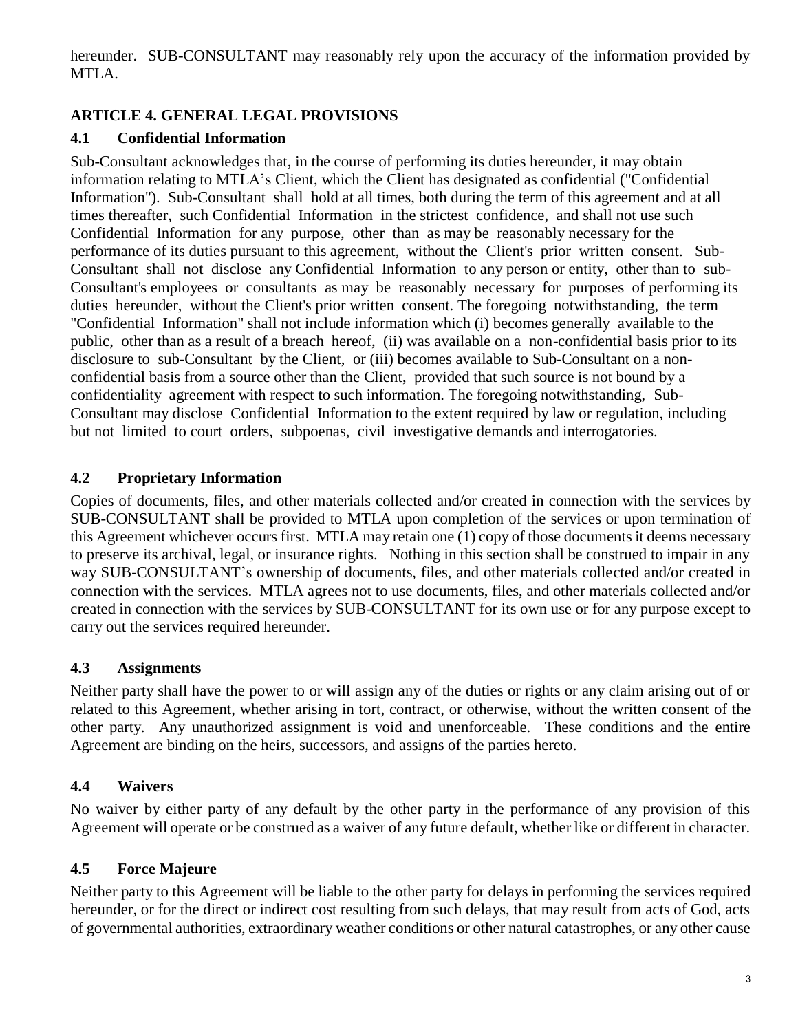hereunder. SUB-CONSULTANT may reasonably rely upon the accuracy of the information provided by MTLA.

## ARTICLE 4. GENERAL LEGAL PROVISIONS

### 4.1 Confidential Information

Sub-Consultant acknowledges that, in the course of performing its duties hereunder, it may obtain information relating to MTLA's Client, which the Client has designated as confidential ("Confidential Information"). Sub-Consultant shall hold at all times, both during the term of this agreement and at all times thereafter, such Confidential Information in the strictest confidence, and shall not use such Confidential Information for any purpose, other than as may be reasonably necessary for the performance of its duties pursuant to this agreement, without the Client's prior written consent. Sub-Consultant shall not disclose any Confidential Information to any person or entity, other than to sub-Consultant's employees or consultants as may be reasonably necessary for purposes of performing its duties hereunder, without the Client's prior written consent. The foregoing notwithstanding, the term "Confidential Information" shall not include information which (i) becomes generally available to the public, other than as a result of a breach hereof, (ii) was available on a non-confidential basis prior to its disclosure to sub-Consultant by the Client, or (iii) becomes available to Sub-Consultant on a non-confidential basis from a source other than the Client, provided that such source is not bound by a confidentiality agreement with respect to such information. The foregoing notwithstanding, Sub-Consultant may disclose Confidential Information to the extent required by law or regulation, including but not limited to court orders, subpoenas, civil investigative demands and interrogatories.

### 4.2 Proprietary Information

Copies of documents, files, and other materials collected and/or created in connection with the services by SUB-CONSULTANT shall be provided to MTLA upon completion of the services or upon termination of this Agreement whichever occurs first. MTLA may retain one (1) copy of those documents it deems necessary to preserve its archival, legal, or insurance rights. Nothing in this section shall be construed to impair in any way SUB-CONSULTANT's ownership of documents, files, and other materials collected and/or created in connection with the services. MTLA agrees not to use documents, files, and other materials collected and/or created in connection with the services by SUB-CONSULTANT for its own use or for any purpose except to carry out the services required hereunder.

### 4.3 Assignments

Neither party shall have the power to or will assign any of the duties or rights or any claim arising out of or related to this Agreement, whether arising in tort, contract, or otherwise, without the written consent of the other party. Any unauthorized assignment is void and unenforceable. These conditions and the entire Agreement are binding on the heirs, successors, and assigns of the parties hereto.

### 4.4 Waivers

No waiver by either party of any default by the other party in the performance of any provision of this Agreement will operate or be construed as a waiver of any future default, whether like or different in character.

### 4.5 Force Majeure

Neither party to this Agreement will be liable to the other party for delays in performing the services required hereunder, or for the direct or indirect cost resulting from such delays, that may result from acts of God, acts of governmental authorities, extraordinary weather conditions or other natural catastrophes, or any other cause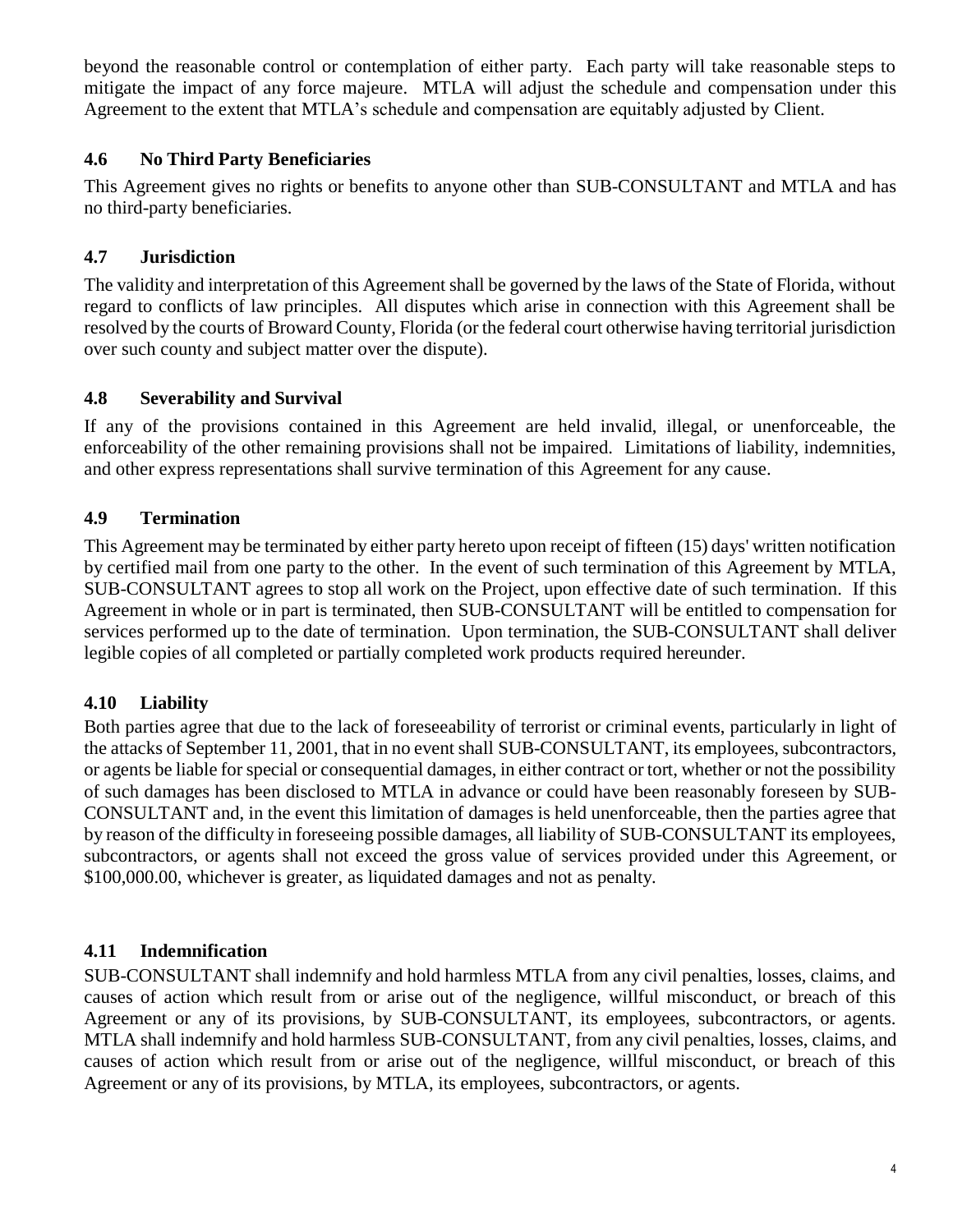beyond the reasonable control or contemplation of either party. Each party will take reasonable steps to mitigate the impact of any force majeure. MTLA will adjust the schedule and compensation under this Agreement to the extent that MTLA's schedule and compensation are equitably adjusted by Client.

### 4.6 No Third Party Beneficiaries

This Agreement gives no rights or benefits to anyone other than SUB-CONSULTANT and MTLA and has no third-party beneficiaries.

### 4.7 Jurisdiction

The validity and interpretation of this Agreement shall be governed by the laws of the State of Florida, without regard to conflicts of law principles. All disputes which arise in connection with this Agreement shall be resolved by the courts of Broward County, Florida (or the federal court otherwise having territorial jurisdiction over such county and subject matter over the dispute).

### 4.8 Severability and Survival

If any of the provisions contained in this Agreement are held invalid, illegal, or unenforceable, the enforceability of the other remaining provisions shall not be impaired. Limitations of liability, indemnities, and other express representations shall survive termination of this Agreement for any cause.

### 4.9 Termination

This Agreement may be terminated by either party hereto upon receipt of fifteen (15) days' written notification by certified mail from one party to the other. In the event of such termination of this Agreement by MTLA, SUB-CONSULTANT agrees to stop all work on the Project, upon effective date of such termination. If this Agreement in whole or in part is terminated, then SUB-CONSULTANT will be entitled to compensation for services performed up to the date of termination. Upon termination, the SUB-CONSULTANT shall deliver legible copies of all completed or partially completed work products required hereunder.

### 4.10 Liability

Both parties agree that due to the lack of foreseeability of terrorist or criminal events, particularly in light of the attacks of September 11, 2001, that in no event shall SUB-CONSULTANT, its employees, subcontractors, or agents be liable for special or consequential damages, in either contract or tort, whether or not the possibility of such damages has been disclosed to MTLA in advance or could have been reasonably foreseen by SUB-CONSULTANT and, in the event this limitation of damages is held unenforceable, then the parties agree that by reason of the difficulty in foreseeing possible damages, all liability of SUB-CONSULTANT its employees, subcontractors, or agents shall not exceed the gross value of services provided under this Agreement, or \$100,000.00, whichever is greater, as liquidated damages and not as penalty.

### 4.11 Indemnification

SUB-CONSULTANT shall indemnify and hold harmless MTLA from any civil penalties, losses, claims, and causes of action which result from or arise out of the negligence, willful misconduct, or breach of this Agreement or any of its provisions, by SUB-CONSULTANT, its employees, subcontractors, or agents. MTLA shall indemnify and hold harmless SUB-CONSULTANT, from any civil penalties, losses, claims, and causes of action which result from or arise out of the negligence, willful misconduct, or breach of this Agreement or any of its provisions, by MTLA, its employees, subcontractors, or agents.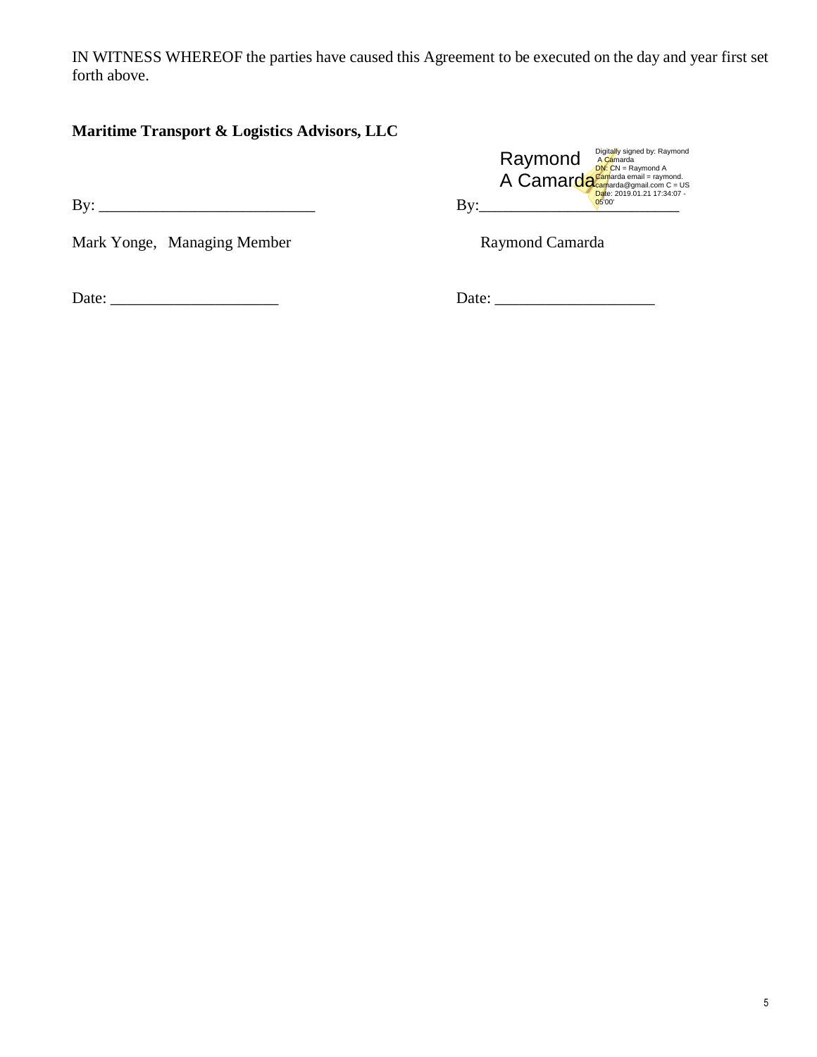IN WITNESS WHEREOF the parties have caused this Agreement to be executed on the day and year first set forth above.

**Maritime Transport & Logistics Advisors, LLC**

| | |
|---|---|
| | Raymond A Camarda (Digitally signed by: Raymond A Camarda DN: CN = Raymond A Camarda email = raymond.camarda@gmail.com C = US Date: 2019.01.21 17:34:07 -05'00') |
| By: ___________________________ | By:________________________ |
| Mark Yonge, Managing Member | Raymond Camarda |
| Date: _____________________ | Date: ____________________ |